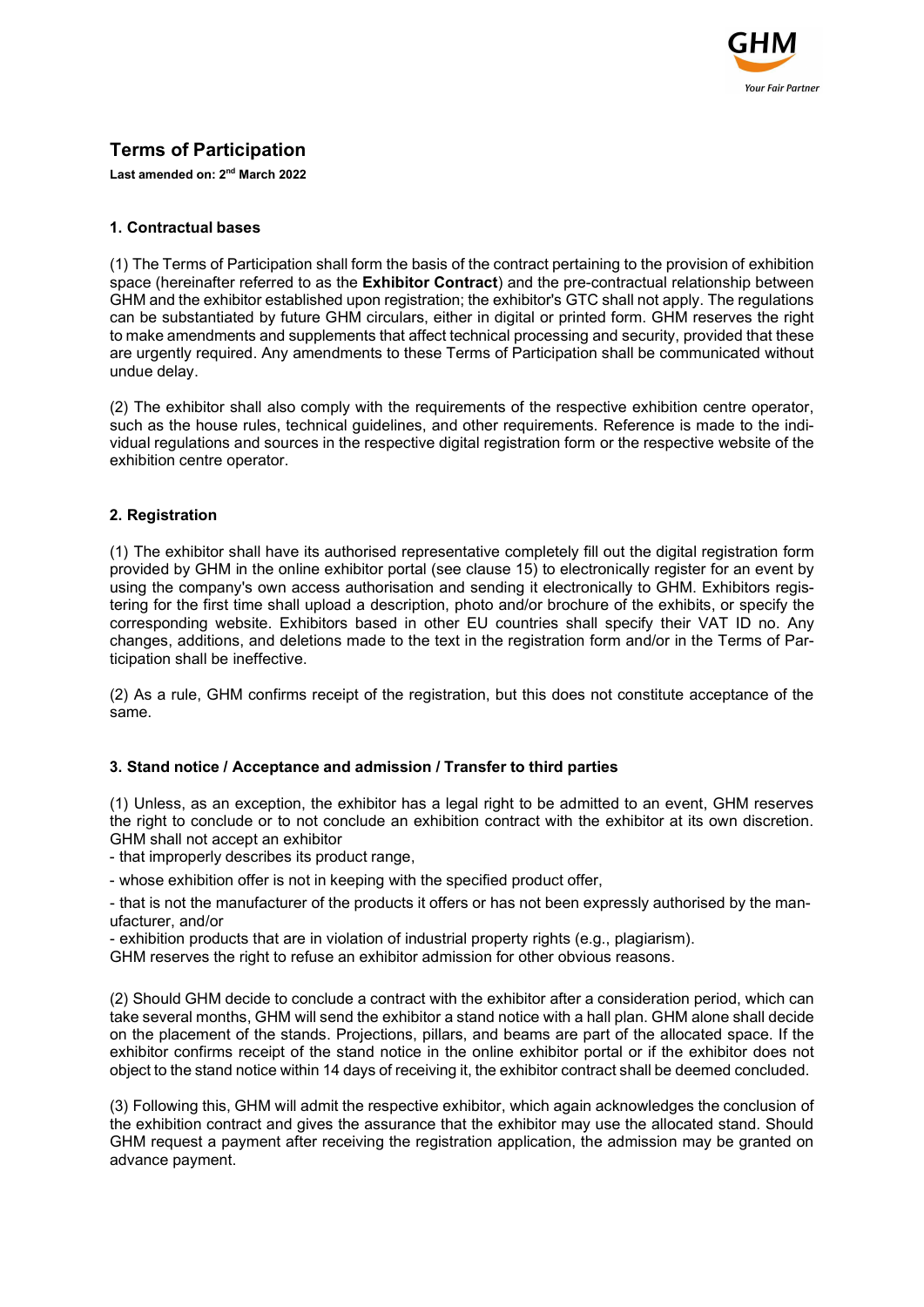# Terms of Participation

**Last amended on: 2nd March 2022**

## 1. Contractual bases

(1) The Terms of Participation shall form the basis of the contract pertaining to the provision of exhibition space (hereinafter referred to as the **Exhibitor Contract**) and the pre-contractual relationship between GHM and the exhibitor established upon registration; the exhibitor's GTC shall not apply. The regulations can be substantiated by future GHM circulars, either in digital or printed form. GHM reserves the right to make amendments and supplements that affect technical processing and security, provided that these are urgently required. Any amendments to these Terms of Participation shall be communicated without undue delay.

(2) The exhibitor shall also comply with the requirements of the respective exhibition centre operator, such as the house rules, technical guidelines, and other requirements. Reference is made to the individual regulations and sources in the respective digital registration form or the respective website of the exhibition centre operator.

## 2. Registration

(1) The exhibitor shall have its authorised representative completely fill out the digital registration form provided by GHM in the online exhibitor portal (see clause 15) to electronically register for an event by using the company's own access authorisation and sending it electronically to GHM. Exhibitors registering for the first time shall upload a description, photo and/or brochure of the exhibits, or specify the corresponding website. Exhibitors based in other EU countries shall specify their VAT ID no. Any changes, additions, and deletions made to the text in the registration form and/or in the Terms of Participation shall be ineffective.

(2) As a rule, GHM confirms receipt of the registration, but this does not constitute acceptance of the same.

## 3. Stand notice / Acceptance and admission / Transfer to third parties

(1) Unless, as an exception, the exhibitor has a legal right to be admitted to an event, GHM reserves the right to conclude or to not conclude an exhibition contract with the exhibitor at its own discretion. GHM shall not accept an exhibitor

- that improperly describes its product range,
- whose exhibition offer is not in keeping with the specified product offer,
- that is not the manufacturer of the products it offers or has not been expressly authorised by the manufacturer, and/or
- exhibition products that are in violation of industrial property rights (e.g., plagiarism).

GHM reserves the right to refuse an exhibitor admission for other obvious reasons.

(2) Should GHM decide to conclude a contract with the exhibitor after a consideration period, which can take several months, GHM will send the exhibitor a stand notice with a hall plan. GHM alone shall decide on the placement of the stands. Projections, pillars, and beams are part of the allocated space. If the exhibitor confirms receipt of the stand notice in the online exhibitor portal or if the exhibitor does not object to the stand notice within 14 days of receiving it, the exhibitor contract shall be deemed concluded.

(3) Following this, GHM will admit the respective exhibitor, which again acknowledges the conclusion of the exhibition contract and gives the assurance that the exhibitor may use the allocated stand. Should GHM request a payment after receiving the registration application, the admission may be granted on advance payment.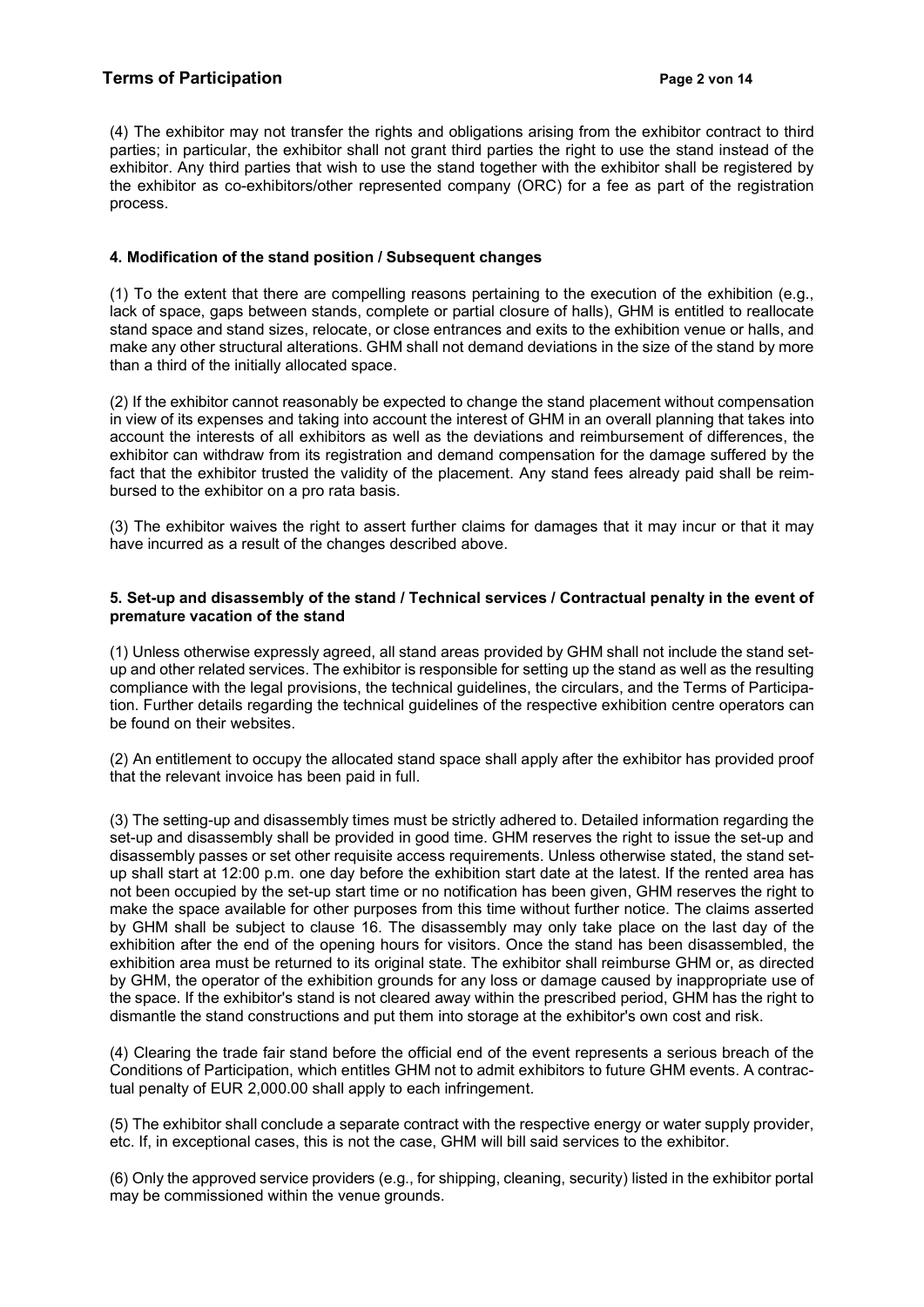(4) The exhibitor may not transfer the rights and obligations arising from the exhibitor contract to third parties; in particular, the exhibitor shall not grant third parties the right to use the stand instead of the exhibitor. Any third parties that wish to use the stand together with the exhibitor shall be registered by the exhibitor as co-exhibitors/other represented company (ORC) for a fee as part of the registration process.

#### 4. Modification of the stand position / Subsequent changes

(1) To the extent that there are compelling reasons pertaining to the execution of the exhibition (e.g., lack of space, gaps between stands, complete or partial closure of halls), GHM is entitled to reallocate stand space and stand sizes, relocate, or close entrances and exits to the exhibition venue or halls, and make any other structural alterations. GHM shall not demand deviations in the size of the stand by more than a third of the initially allocated space.

(2) If the exhibitor cannot reasonably be expected to change the stand placement without compensation in view of its expenses and taking into account the interest of GHM in an overall planning that takes into account the interests of all exhibitors as well as the deviations and reimbursement of differences, the exhibitor can withdraw from its registration and demand compensation for the damage suffered by the fact that the exhibitor trusted the validity of the placement. Any stand fees already paid shall be reimbursed to the exhibitor on a pro rata basis.

(3) The exhibitor waives the right to assert further claims for damages that it may incur or that it may have incurred as a result of the changes described above.

#### 5. Set-up and disassembly of the stand / Technical services / Contractual penalty in the event of premature vacation of the stand

(1) Unless otherwise expressly agreed, all stand areas provided by GHM shall not include the stand set-up and other related services. The exhibitor is responsible for setting up the stand as well as the resulting compliance with the legal provisions, the technical guidelines, the circulars, and the Terms of Participation. Further details regarding the technical guidelines of the respective exhibition centre operators can be found on their websites.

(2) An entitlement to occupy the allocated stand space shall apply after the exhibitor has provided proof that the relevant invoice has been paid in full.

(3) The setting-up and disassembly times must be strictly adhered to. Detailed information regarding the set-up and disassembly shall be provided in good time. GHM reserves the right to issue the set-up and disassembly passes or set other requisite access requirements. Unless otherwise stated, the stand set-up shall start at 12:00 p.m. one day before the exhibition start date at the latest. If the rented area has not been occupied by the set-up start time or no notification has been given, GHM reserves the right to make the space available for other purposes from this time without further notice. The claims asserted by GHM shall be subject to clause 16. The disassembly may only take place on the last day of the exhibition after the end of the opening hours for visitors. Once the stand has been disassembled, the exhibition area must be returned to its original state. The exhibitor shall reimburse GHM or, as directed by GHM, the operator of the exhibition grounds for any loss or damage caused by inappropriate use of the space. If the exhibitor's stand is not cleared away within the prescribed period, GHM has the right to dismantle the stand constructions and put them into storage at the exhibitor's own cost and risk.

(4) Clearing the trade fair stand before the official end of the event represents a serious breach of the Conditions of Participation, which entitles GHM not to admit exhibitors to future GHM events. A contractual penalty of EUR 2,000.00 shall apply to each infringement.

(5) The exhibitor shall conclude a separate contract with the respective energy or water supply provider, etc. If, in exceptional cases, this is not the case, GHM will bill said services to the exhibitor.

(6) Only the approved service providers (e.g., for shipping, cleaning, security) listed in the exhibitor portal may be commissioned within the venue grounds.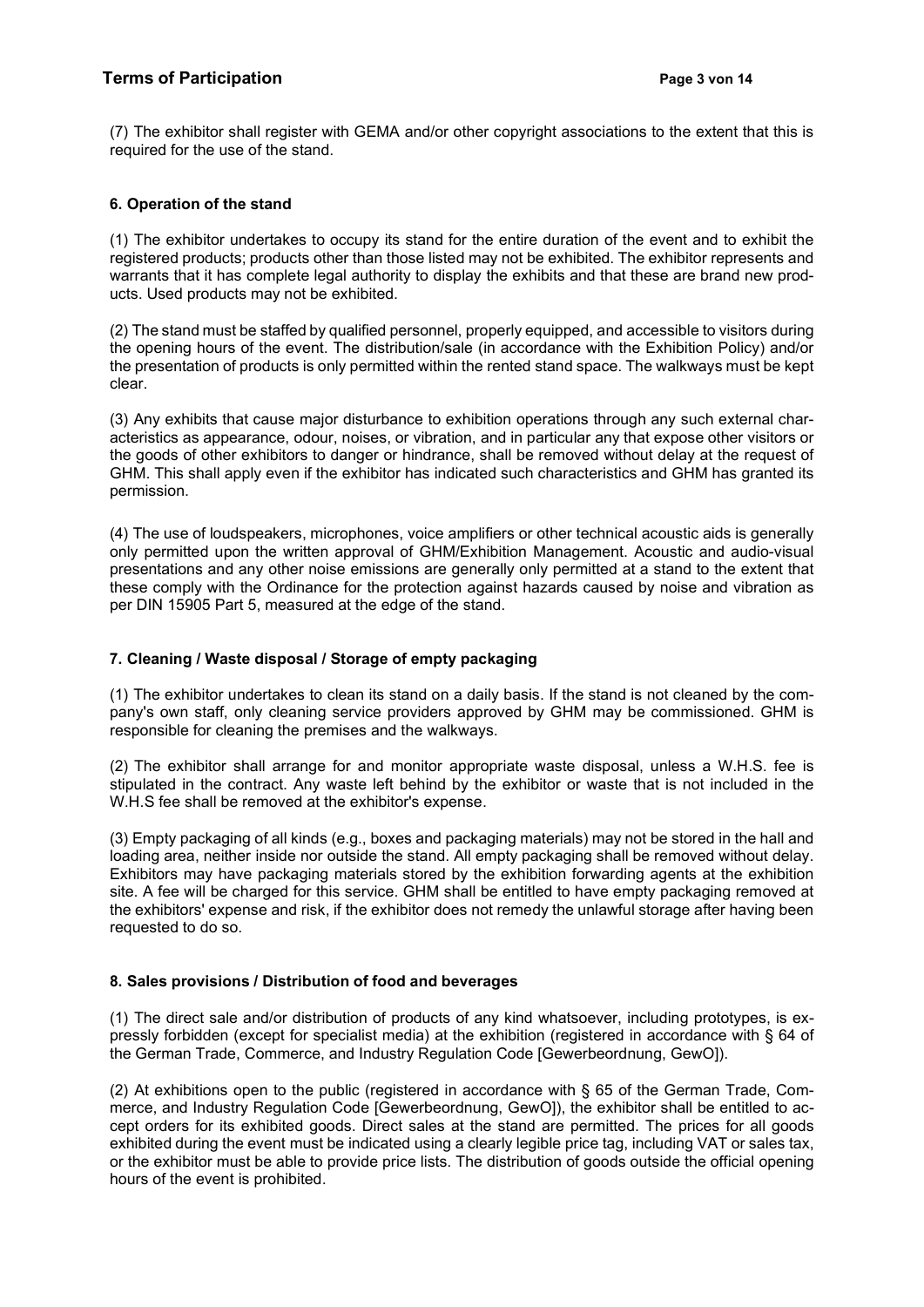(7) The exhibitor shall register with GEMA and/or other copyright associations to the extent that this is required for the use of the stand.

### 6. Operation of the stand

(1) The exhibitor undertakes to occupy its stand for the entire duration of the event and to exhibit the registered products; products other than those listed may not be exhibited. The exhibitor represents and warrants that it has complete legal authority to display the exhibits and that these are brand new products. Used products may not be exhibited.

(2) The stand must be staffed by qualified personnel, properly equipped, and accessible to visitors during the opening hours of the event. The distribution/sale (in accordance with the Exhibition Policy) and/or the presentation of products is only permitted within the rented stand space. The walkways must be kept clear.

(3) Any exhibits that cause major disturbance to exhibition operations through any such external characteristics as appearance, odour, noises, or vibration, and in particular any that expose other visitors or the goods of other exhibitors to danger or hindrance, shall be removed without delay at the request of GHM. This shall apply even if the exhibitor has indicated such characteristics and GHM has granted its permission.

(4) The use of loudspeakers, microphones, voice amplifiers or other technical acoustic aids is generally only permitted upon the written approval of GHM/Exhibition Management. Acoustic and audio-visual presentations and any other noise emissions are generally only permitted at a stand to the extent that these comply with the Ordinance for the protection against hazards caused by noise and vibration as per DIN 15905 Part 5, measured at the edge of the stand.

### 7. Cleaning / Waste disposal / Storage of empty packaging

(1) The exhibitor undertakes to clean its stand on a daily basis. If the stand is not cleaned by the company's own staff, only cleaning service providers approved by GHM may be commissioned. GHM is responsible for cleaning the premises and the walkways.

(2) The exhibitor shall arrange for and monitor appropriate waste disposal, unless a W.H.S. fee is stipulated in the contract. Any waste left behind by the exhibitor or waste that is not included in the W.H.S fee shall be removed at the exhibitor's expense.

(3) Empty packaging of all kinds (e.g., boxes and packaging materials) may not be stored in the hall and loading area, neither inside nor outside the stand. All empty packaging shall be removed without delay. Exhibitors may have packaging materials stored by the exhibition forwarding agents at the exhibition site. A fee will be charged for this service. GHM shall be entitled to have empty packaging removed at the exhibitors' expense and risk, if the exhibitor does not remedy the unlawful storage after having been requested to do so.

### 8. Sales provisions / Distribution of food and beverages

(1) The direct sale and/or distribution of products of any kind whatsoever, including prototypes, is expressly forbidden (except for specialist media) at the exhibition (registered in accordance with § 64 of the German Trade, Commerce, and Industry Regulation Code [Gewerbeordnung, GewO]).

(2) At exhibitions open to the public (registered in accordance with § 65 of the German Trade, Commerce, and Industry Regulation Code [Gewerbeordnung, GewO]), the exhibitor shall be entitled to accept orders for its exhibited goods. Direct sales at the stand are permitted. The prices for all goods exhibited during the event must be indicated using a clearly legible price tag, including VAT or sales tax, or the exhibitor must be able to provide price lists. The distribution of goods outside the official opening hours of the event is prohibited.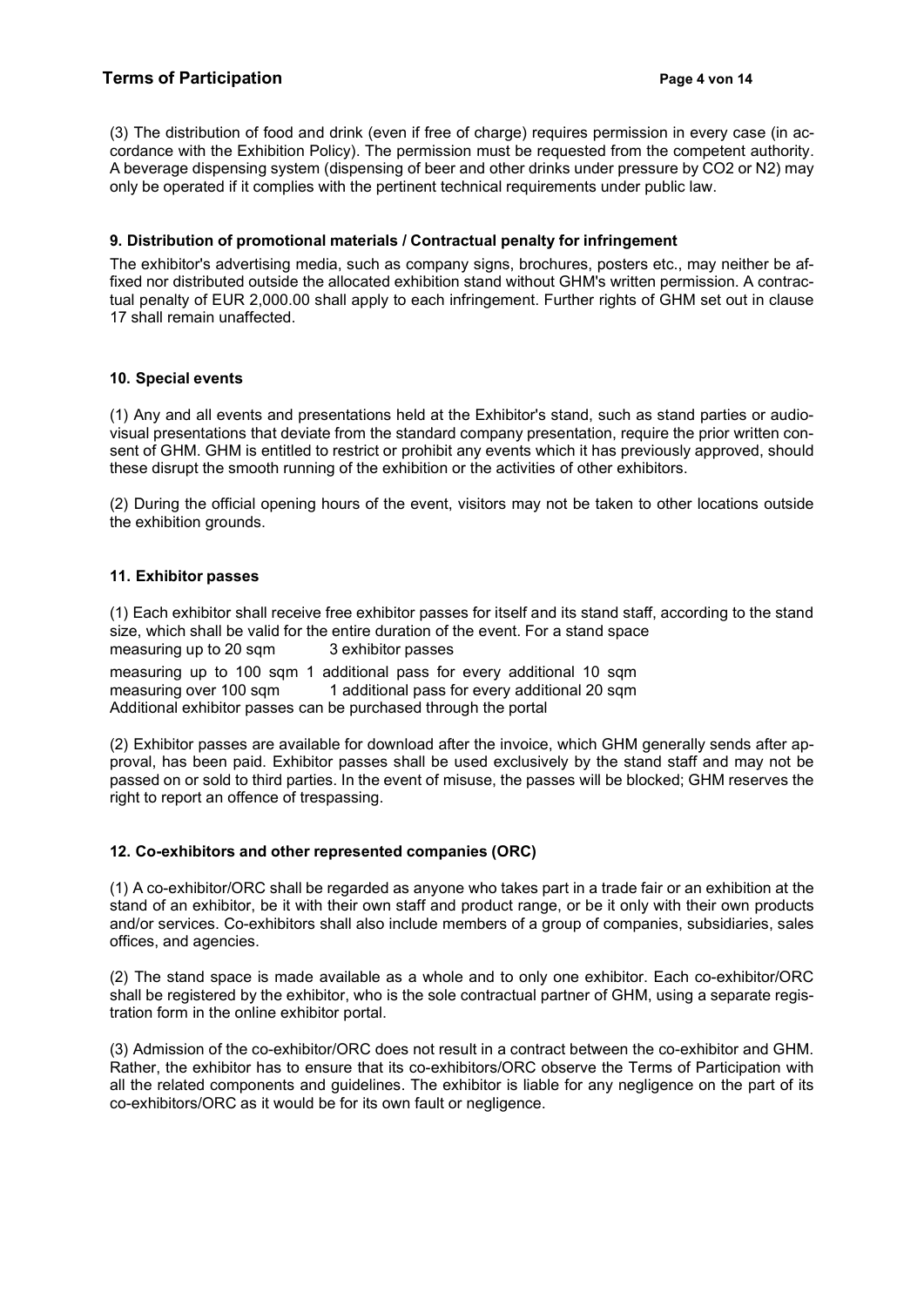(3) The distribution of food and drink (even if free of charge) requires permission in every case (in accordance with the Exhibition Policy). The permission must be requested from the competent authority. A beverage dispensing system (dispensing of beer and other drinks under pressure by $CO_2$ or $N_2$) may only be operated if it complies with the pertinent technical requirements under public law.

### 9. Distribution of promotional materials / Contractual penalty for infringement

The exhibitor's advertising media, such as company signs, brochures, posters etc., may neither be affixed nor distributed outside the allocated exhibition stand without GHM's written permission. A contractual penalty of EUR 2,000.00 shall apply to each infringement. Further rights of GHM set out in clause 17 shall remain unaffected.

### 10. Special events

(1) Any and all events and presentations held at the Exhibitor's stand, such as stand parties or audio-visual presentations that deviate from the standard company presentation, require the prior written consent of GHM. GHM is entitled to restrict or prohibit any events which it has previously approved, should these disrupt the smooth running of the exhibition or the activities of other exhibitors.

(2) During the official opening hours of the event, visitors may not be taken to other locations outside the exhibition grounds.

### 11. Exhibitor passes

(1) Each exhibitor shall receive free exhibitor passes for itself and its stand staff, according to the stand size, which shall be valid for the entire duration of the event. For a stand space

measuring up to 20 sqm 3 exhibitor passes

measuring up to 100 sqm 1 additional pass for every additional 10 sqm

measuring over 100 sqm 1 additional pass for every additional 20 sqm

Additional exhibitor passes can be purchased through the portal

(2) Exhibitor passes are available for download after the invoice, which GHM generally sends after approval, has been paid. Exhibitor passes shall be used exclusively by the stand staff and may not be passed on or sold to third parties. In the event of misuse, the passes will be blocked; GHM reserves the right to report an offence of trespassing.

### 12. Co-exhibitors and other represented companies (ORC)

(1) A co-exhibitor/ORC shall be regarded as anyone who takes part in a trade fair or an exhibition at the stand of an exhibitor, be it with their own staff and product range, or be it only with their own products and/or services. Co-exhibitors shall also include members of a group of companies, subsidiaries, sales offices, and agencies.

(2) The stand space is made available as a whole and to only one exhibitor. Each co-exhibitor/ORC shall be registered by the exhibitor, who is the sole contractual partner of GHM, using a separate registration form in the online exhibitor portal.

(3) Admission of the co-exhibitor/ORC does not result in a contract between the co-exhibitor and GHM. Rather, the exhibitor has to ensure that its co-exhibitors/ORC observe the Terms of Participation with all the related components and guidelines. The exhibitor is liable for any negligence on the part of its co-exhibitors/ORC as it would be for its own fault or negligence.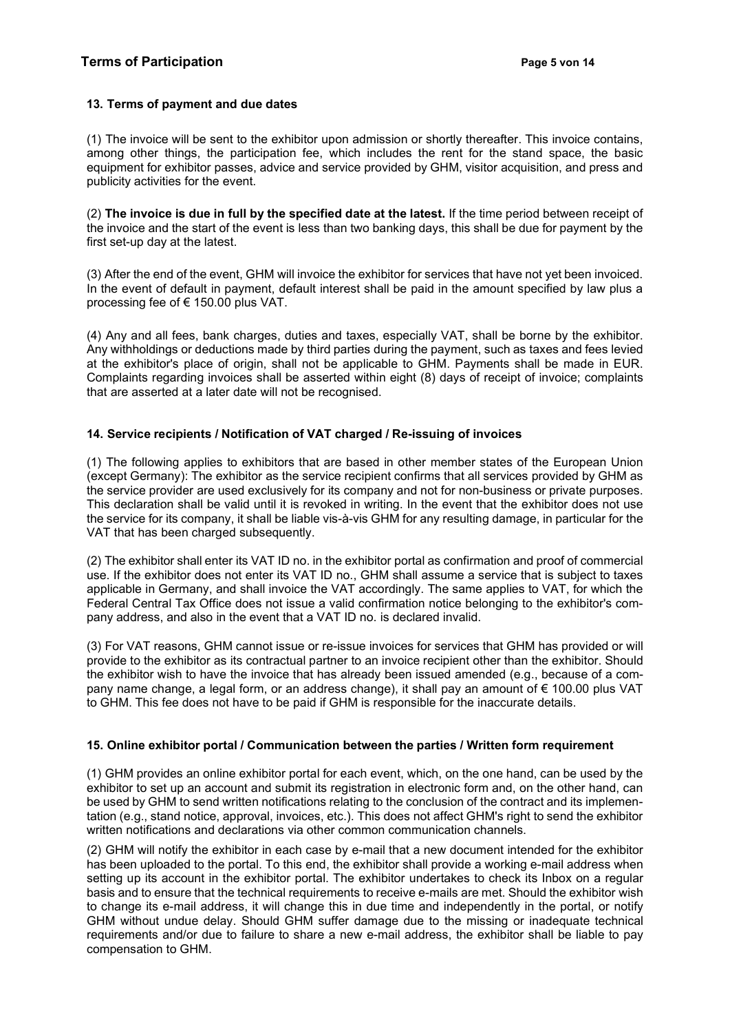### 13. Terms of payment and due dates

(1) The invoice will be sent to the exhibitor upon admission or shortly thereafter. This invoice contains, among other things, the participation fee, which includes the rent for the stand space, the basic equipment for exhibitor passes, advice and service provided by GHM, visitor acquisition, and press and publicity activities for the event.

(2) **The invoice is due in full by the specified date at the latest.** If the time period between receipt of the invoice and the start of the event is less than two banking days, this shall be due for payment by the first set-up day at the latest.

(3) After the end of the event, GHM will invoice the exhibitor for services that have not yet been invoiced. In the event of default in payment, default interest shall be paid in the amount specified by law plus a processing fee of € 150.00 plus VAT.

(4) Any and all fees, bank charges, duties and taxes, especially VAT, shall be borne by the exhibitor. Any withholdings or deductions made by third parties during the payment, such as taxes and fees levied at the exhibitor's place of origin, shall not be applicable to GHM. Payments shall be made in EUR. Complaints regarding invoices shall be asserted within eight (8) days of receipt of invoice; complaints that are asserted at a later date will not be recognised.

### 14. Service recipients / Notification of VAT charged / Re-issuing of invoices

(1) The following applies to exhibitors that are based in other member states of the European Union (except Germany): The exhibitor as the service recipient confirms that all services provided by GHM as the service provider are used exclusively for its company and not for non-business or private purposes. This declaration shall be valid until it is revoked in writing. In the event that the exhibitor does not use the service for its company, it shall be liable vis-à-vis GHM for any resulting damage, in particular for the VAT that has been charged subsequently.

(2) The exhibitor shall enter its VAT ID no. in the exhibitor portal as confirmation and proof of commercial use. If the exhibitor does not enter its VAT ID no., GHM shall assume a service that is subject to taxes applicable in Germany, and shall invoice the VAT accordingly. The same applies to VAT, for which the Federal Central Tax Office does not issue a valid confirmation notice belonging to the exhibitor's company address, and also in the event that a VAT ID no. is declared invalid.

(3) For VAT reasons, GHM cannot issue or re-issue invoices for services that GHM has provided or will provide to the exhibitor as its contractual partner to an invoice recipient other than the exhibitor. Should the exhibitor wish to have the invoice that has already been issued amended (e.g., because of a company name change, a legal form, or an address change), it shall pay an amount of € 100.00 plus VAT to GHM. This fee does not have to be paid if GHM is responsible for the inaccurate details.

### 15. Online exhibitor portal / Communication between the parties / Written form requirement

(1) GHM provides an online exhibitor portal for each event, which, on the one hand, can be used by the exhibitor to set up an account and submit its registration in electronic form and, on the other hand, can be used by GHM to send written notifications relating to the conclusion of the contract and its implementation (e.g., stand notice, approval, invoices, etc.). This does not affect GHM's right to send the exhibitor written notifications and declarations via other common communication channels.

(2) GHM will notify the exhibitor in each case by e-mail that a new document intended for the exhibitor has been uploaded to the portal. To this end, the exhibitor shall provide a working e-mail address when setting up its account in the exhibitor portal. The exhibitor undertakes to check its Inbox on a regular basis and to ensure that the technical requirements to receive e-mails are met. Should the exhibitor wish to change its e-mail address, it will change this in due time and independently in the portal, or notify GHM without undue delay. Should GHM suffer damage due to the missing or inadequate technical requirements and/or due to failure to share a new e-mail address, the exhibitor shall be liable to pay compensation to GHM.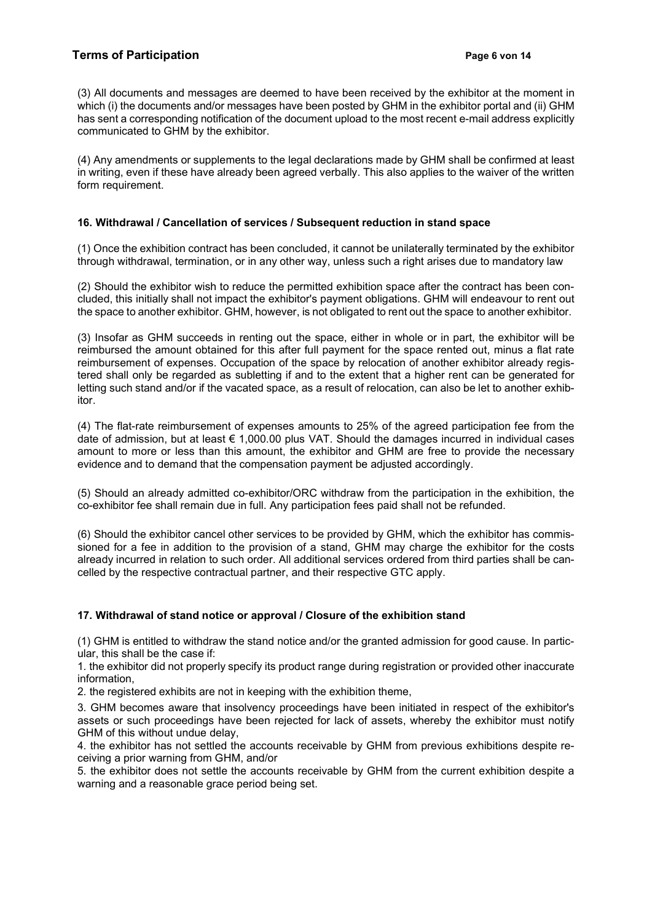(3) All documents and messages are deemed to have been received by the exhibitor at the moment in which (i) the documents and/or messages have been posted by GHM in the exhibitor portal and (ii) GHM has sent a corresponding notification of the document upload to the most recent e-mail address explicitly communicated to GHM by the exhibitor.

(4) Any amendments or supplements to the legal declarations made by GHM shall be confirmed at least in writing, even if these have already been agreed verbally. This also applies to the waiver of the written form requirement.

### 16. Withdrawal / Cancellation of services / Subsequent reduction in stand space

(1) Once the exhibition contract has been concluded, it cannot be unilaterally terminated by the exhibitor through withdrawal, termination, or in any other way, unless such a right arises due to mandatory law

(2) Should the exhibitor wish to reduce the permitted exhibition space after the contract has been concluded, this initially shall not impact the exhibitor's payment obligations. GHM will endeavour to rent out the space to another exhibitor. GHM, however, is not obligated to rent out the space to another exhibitor.

(3) Insofar as GHM succeeds in renting out the space, either in whole or in part, the exhibitor will be reimbursed the amount obtained for this after full payment for the space rented out, minus a flat rate reimbursement of expenses. Occupation of the space by relocation of another exhibitor already registered shall only be regarded as subletting if and to the extent that a higher rent can be generated for letting such stand and/or if the vacated space, as a result of relocation, can also be let to another exhibitor.

(4) The flat-rate reimbursement of expenses amounts to 25% of the agreed participation fee from the date of admission, but at least € 1,000.00 plus VAT. Should the damages incurred in individual cases amount to more or less than this amount, the exhibitor and GHM are free to provide the necessary evidence and to demand that the compensation payment be adjusted accordingly.

(5) Should an already admitted co-exhibitor/ORC withdraw from the participation in the exhibition, the co-exhibitor fee shall remain due in full. Any participation fees paid shall not be refunded.

(6) Should the exhibitor cancel other services to be provided by GHM, which the exhibitor has commissioned for a fee in addition to the provision of a stand, GHM may charge the exhibitor for the costs already incurred in relation to such order. All additional services ordered from third parties shall be cancelled by the respective contractual partner, and their respective GTC apply.

### 17. Withdrawal of stand notice or approval / Closure of the exhibition stand

(1) GHM is entitled to withdraw the stand notice and/or the granted admission for good cause. In particular, this shall be the case if:

1. the exhibitor did not properly specify its product range during registration or provided other inaccurate information,
2. the registered exhibits are not in keeping with the exhibition theme,
3. GHM becomes aware that insolvency proceedings have been initiated in respect of the exhibitor's assets or such proceedings have been rejected for lack of assets, whereby the exhibitor must notify GHM of this without undue delay,
4. the exhibitor has not settled the accounts receivable by GHM from previous exhibitions despite receiving a prior warning from GHM, and/or
5. the exhibitor does not settle the accounts receivable by GHM from the current exhibition despite a warning and a reasonable grace period being set.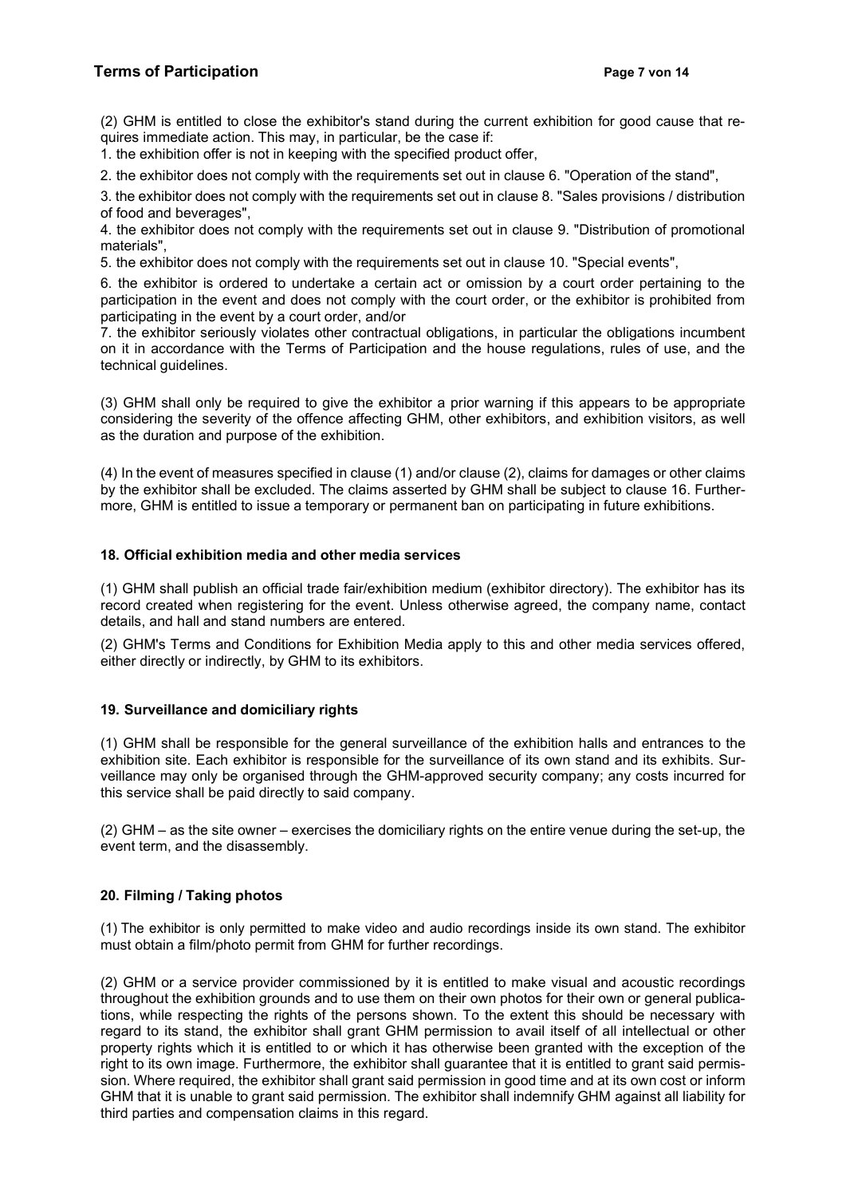(2) GHM is entitled to close the exhibitor's stand during the current exhibition for good cause that requires immediate action. This may, in particular, be the case if:

1. the exhibition offer is not in keeping with the specified product offer,
2. the exhibitor does not comply with the requirements set out in clause 6. "Operation of the stand",
3. the exhibitor does not comply with the requirements set out in clause 8. "Sales provisions / distribution of food and beverages",
4. the exhibitor does not comply with the requirements set out in clause 9. "Distribution of promotional materials",
5. the exhibitor does not comply with the requirements set out in clause 10. "Special events",
6. the exhibitor is ordered to undertake a certain act or omission by a court order pertaining to the participation in the event and does not comply with the court order, or the exhibitor is prohibited from participating in the event by a court order, and/or
7. the exhibitor seriously violates other contractual obligations, in particular the obligations incumbent on it in accordance with the Terms of Participation and the house regulations, rules of use, and the technical guidelines.

(3) GHM shall only be required to give the exhibitor a prior warning if this appears to be appropriate considering the severity of the offence affecting GHM, other exhibitors, and exhibition visitors, as well as the duration and purpose of the exhibition.

(4) In the event of measures specified in clause (1) and/or clause (2), claims for damages or other claims by the exhibitor shall be excluded. The claims asserted by GHM shall be subject to clause 16. Furthermore, GHM is entitled to issue a temporary or permanent ban on participating in future exhibitions.

## 18. Official exhibition media and other media services

(1) GHM shall publish an official trade fair/exhibition medium (exhibitor directory). The exhibitor has its record created when registering for the event. Unless otherwise agreed, the company name, contact details, and hall and stand numbers are entered.

(2) GHM's Terms and Conditions for Exhibition Media apply to this and other media services offered, either directly or indirectly, by GHM to its exhibitors.

## 19. Surveillance and domiciliary rights

(1) GHM shall be responsible for the general surveillance of the exhibition halls and entrances to the exhibition site. Each exhibitor is responsible for the surveillance of its own stand and its exhibits. Surveillance may only be organised through the GHM-approved security company; any costs incurred for this service shall be paid directly to said company.

(2) GHM – as the site owner – exercises the domiciliary rights on the entire venue during the set-up, the event term, and the disassembly.

## 20. Filming / Taking photos

(1) The exhibitor is only permitted to make video and audio recordings inside its own stand. The exhibitor must obtain a film/photo permit from GHM for further recordings.

(2) GHM or a service provider commissioned by it is entitled to make visual and acoustic recordings throughout the exhibition grounds and to use them on their own photos for their own or general publications, while respecting the rights of the persons shown. To the extent this should be necessary with regard to its stand, the exhibitor shall grant GHM permission to avail itself of all intellectual or other property rights which it is entitled to or which it has otherwise been granted with the exception of the right to its own image. Furthermore, the exhibitor shall guarantee that it is entitled to grant said permission. Where required, the exhibitor shall grant said permission in good time and at its own cost or inform GHM that it is unable to grant said permission. The exhibitor shall indemnify GHM against all liability for third parties and compensation claims in this regard.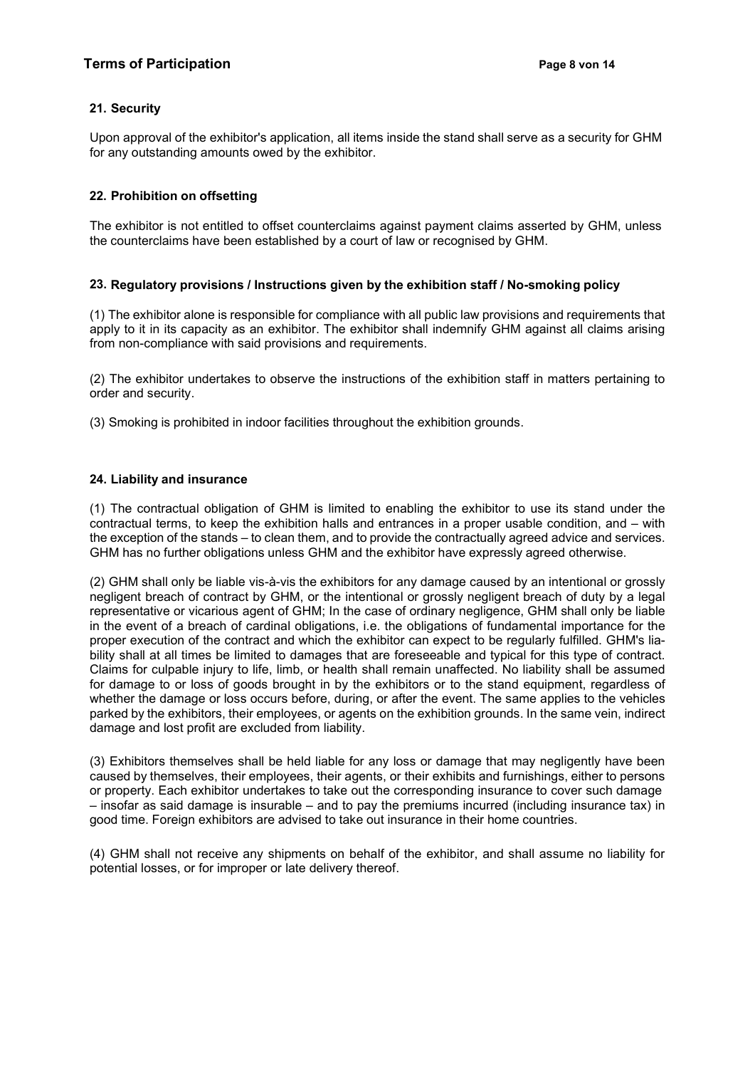## 21. Security

Upon approval of the exhibitor's application, all items inside the stand shall serve as a security for GHM for any outstanding amounts owed by the exhibitor.

## 22. Prohibition on offsetting

The exhibitor is not entitled to offset counterclaims against payment claims asserted by GHM, unless the counterclaims have been established by a court of law or recognised by GHM.

## 23. Regulatory provisions / Instructions given by the exhibition staff / No-smoking policy

(1) The exhibitor alone is responsible for compliance with all public law provisions and requirements that apply to it in its capacity as an exhibitor. The exhibitor shall indemnify GHM against all claims arising from non-compliance with said provisions and requirements.

(2) The exhibitor undertakes to observe the instructions of the exhibition staff in matters pertaining to order and security.

(3) Smoking is prohibited in indoor facilities throughout the exhibition grounds.

## 24. Liability and insurance

(1) The contractual obligation of GHM is limited to enabling the exhibitor to use its stand under the contractual terms, to keep the exhibition halls and entrances in a proper usable condition, and – with the exception of the stands – to clean them, and to provide the contractually agreed advice and services. GHM has no further obligations unless GHM and the exhibitor have expressly agreed otherwise.

(2) GHM shall only be liable vis-à-vis the exhibitors for any damage caused by an intentional or grossly negligent breach of contract by GHM, or the intentional or grossly negligent breach of duty by a legal representative or vicarious agent of GHM; In the case of ordinary negligence, GHM shall only be liable in the event of a breach of cardinal obligations, i.e. the obligations of fundamental importance for the proper execution of the contract and which the exhibitor can expect to be regularly fulfilled. GHM's liability shall at all times be limited to damages that are foreseeable and typical for this type of contract. Claims for culpable injury to life, limb, or health shall remain unaffected. No liability shall be assumed for damage to or loss of goods brought in by the exhibitors or to the stand equipment, regardless of whether the damage or loss occurs before, during, or after the event. The same applies to the vehicles parked by the exhibitors, their employees, or agents on the exhibition grounds. In the same vein, indirect damage and lost profit are excluded from liability.

(3) Exhibitors themselves shall be held liable for any loss or damage that may negligently have been caused by themselves, their employees, their agents, or their exhibits and furnishings, either to persons or property. Each exhibitor undertakes to take out the corresponding insurance to cover such damage – insofar as said damage is insurable – and to pay the premiums incurred (including insurance tax) in good time. Foreign exhibitors are advised to take out insurance in their home countries.

(4) GHM shall not receive any shipments on behalf of the exhibitor, and shall assume no liability for potential losses, or for improper or late delivery thereof.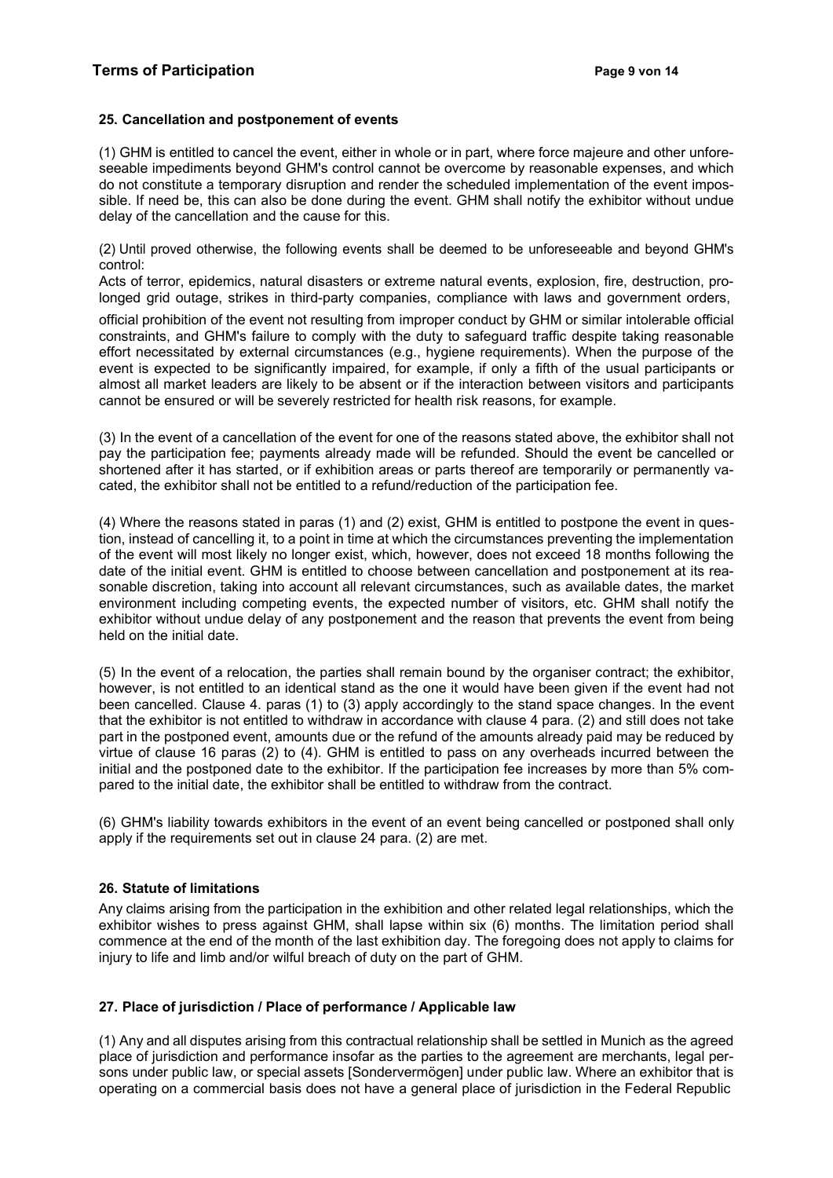### 25. Cancellation and postponement of events

(1) GHM is entitled to cancel the event, either in whole or in part, where force majeure and other unforeseeable impediments beyond GHM's control cannot be overcome by reasonable expenses, and which do not constitute a temporary disruption and render the scheduled implementation of the event impossible. If need be, this can also be done during the event. GHM shall notify the exhibitor without undue delay of the cancellation and the cause for this.

(2) Until proved otherwise, the following events shall be deemed to be unforeseeable and beyond GHM's control:
Acts of terror, epidemics, natural disasters or extreme natural events, explosion, fire, destruction, prolonged grid outage, strikes in third-party companies, compliance with laws and government orders, official prohibition of the event not resulting from improper conduct by GHM or similar intolerable official constraints, and GHM's failure to comply with the duty to safeguard traffic despite taking reasonable effort necessitated by external circumstances (e.g., hygiene requirements). When the purpose of the event is expected to be significantly impaired, for example, if only a fifth of the usual participants or almost all market leaders are likely to be absent or if the interaction between visitors and participants cannot be ensured or will be severely restricted for health risk reasons, for example.

(3) In the event of a cancellation of the event for one of the reasons stated above, the exhibitor shall not pay the participation fee; payments already made will be refunded. Should the event be cancelled or shortened after it has started, or if exhibition areas or parts thereof are temporarily or permanently vacated, the exhibitor shall not be entitled to a refund/reduction of the participation fee.

(4) Where the reasons stated in paras (1) and (2) exist, GHM is entitled to postpone the event in question, instead of cancelling it, to a point in time at which the circumstances preventing the implementation of the event will most likely no longer exist, which, however, does not exceed 18 months following the date of the initial event. GHM is entitled to choose between cancellation and postponement at its reasonable discretion, taking into account all relevant circumstances, such as available dates, the market environment including competing events, the expected number of visitors, etc. GHM shall notify the exhibitor without undue delay of any postponement and the reason that prevents the event from being held on the initial date.

(5) In the event of a relocation, the parties shall remain bound by the organiser contract; the exhibitor, however, is not entitled to an identical stand as the one it would have been given if the event had not been cancelled. Clause 4. paras (1) to (3) apply accordingly to the stand space changes. In the event that the exhibitor is not entitled to withdraw in accordance with clause 4 para. (2) and still does not take part in the postponed event, amounts due or the refund of the amounts already paid may be reduced by virtue of clause 16 paras (2) to (4). GHM is entitled to pass on any overheads incurred between the initial and the postponed date to the exhibitor. If the participation fee increases by more than 5% compared to the initial date, the exhibitor shall be entitled to withdraw from the contract.

(6) GHM's liability towards exhibitors in the event of an event being cancelled or postponed shall only apply if the requirements set out in clause 24 para. (2) are met.

### 26. Statute of limitations

Any claims arising from the participation in the exhibition and other related legal relationships, which the exhibitor wishes to press against GHM, shall lapse within six (6) months. The limitation period shall commence at the end of the month of the last exhibition day. The foregoing does not apply to claims for injury to life and limb and/or wilful breach of duty on the part of GHM.

### 27. Place of jurisdiction / Place of performance / Applicable law

(1) Any and all disputes arising from this contractual relationship shall be settled in Munich as the agreed place of jurisdiction and performance insofar as the parties to the agreement are merchants, legal persons under public law, or special assets [Sondervermögen] under public law. Where an exhibitor that is operating on a commercial basis does not have a general place of jurisdiction in the Federal Republic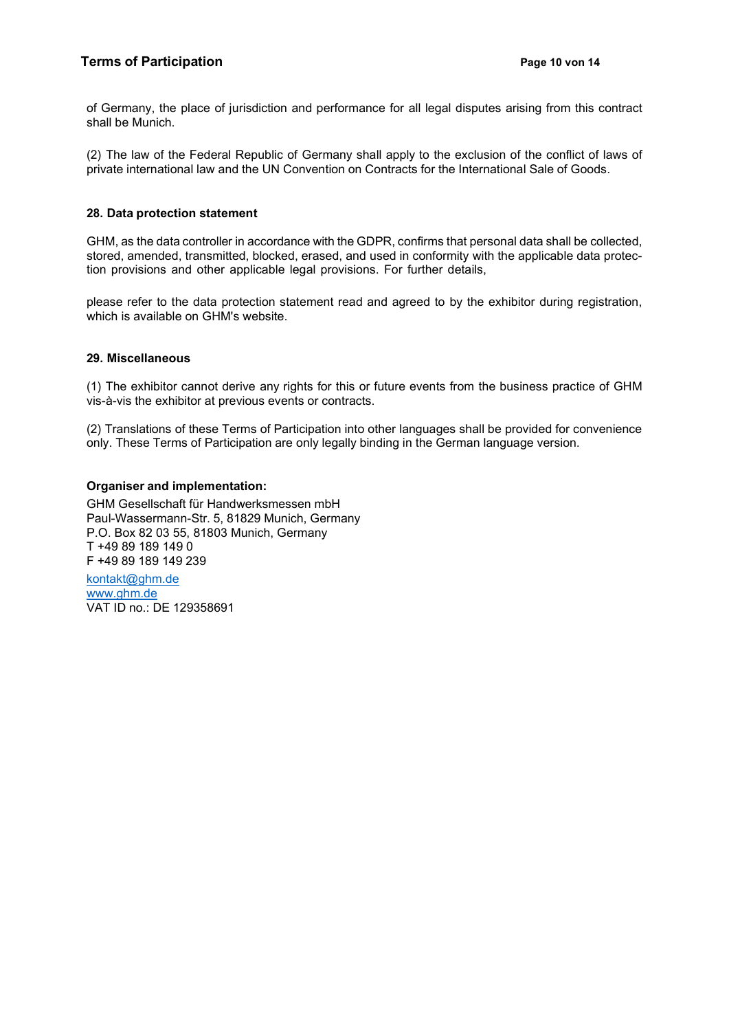of Germany, the place of jurisdiction and performance for all legal disputes arising from this contract shall be Munich.

(2) The law of the Federal Republic of Germany shall apply to the exclusion of the conflict of laws of private international law and the UN Convention on Contracts for the International Sale of Goods.

## 28. Data protection statement

GHM, as the data controller in accordance with the GDPR, confirms that personal data shall be collected, stored, amended, transmitted, blocked, erased, and used in conformity with the applicable data protection provisions and other applicable legal provisions. For further details,

please refer to the data protection statement read and agreed to by the exhibitor during registration, which is available on GHM's website.

## 29. Miscellaneous

(1) The exhibitor cannot derive any rights for this or future events from the business practice of GHM vis-à-vis the exhibitor at previous events or contracts.

(2) Translations of these Terms of Participation into other languages shall be provided for convenience only. These Terms of Participation are only legally binding in the German language version.

**Organiser and implementation:**

GHM Gesellschaft für Handwerksmessen mbH
Paul-Wassermann-Str. 5, 81829 Munich, Germany
P.O. Box 82 03 55, 81803 Munich, Germany
T +49 89 189 149 0
F +49 89 189 149 239

kontakt@ghm.de
www.ghm.de
VAT ID no.: DE 129358691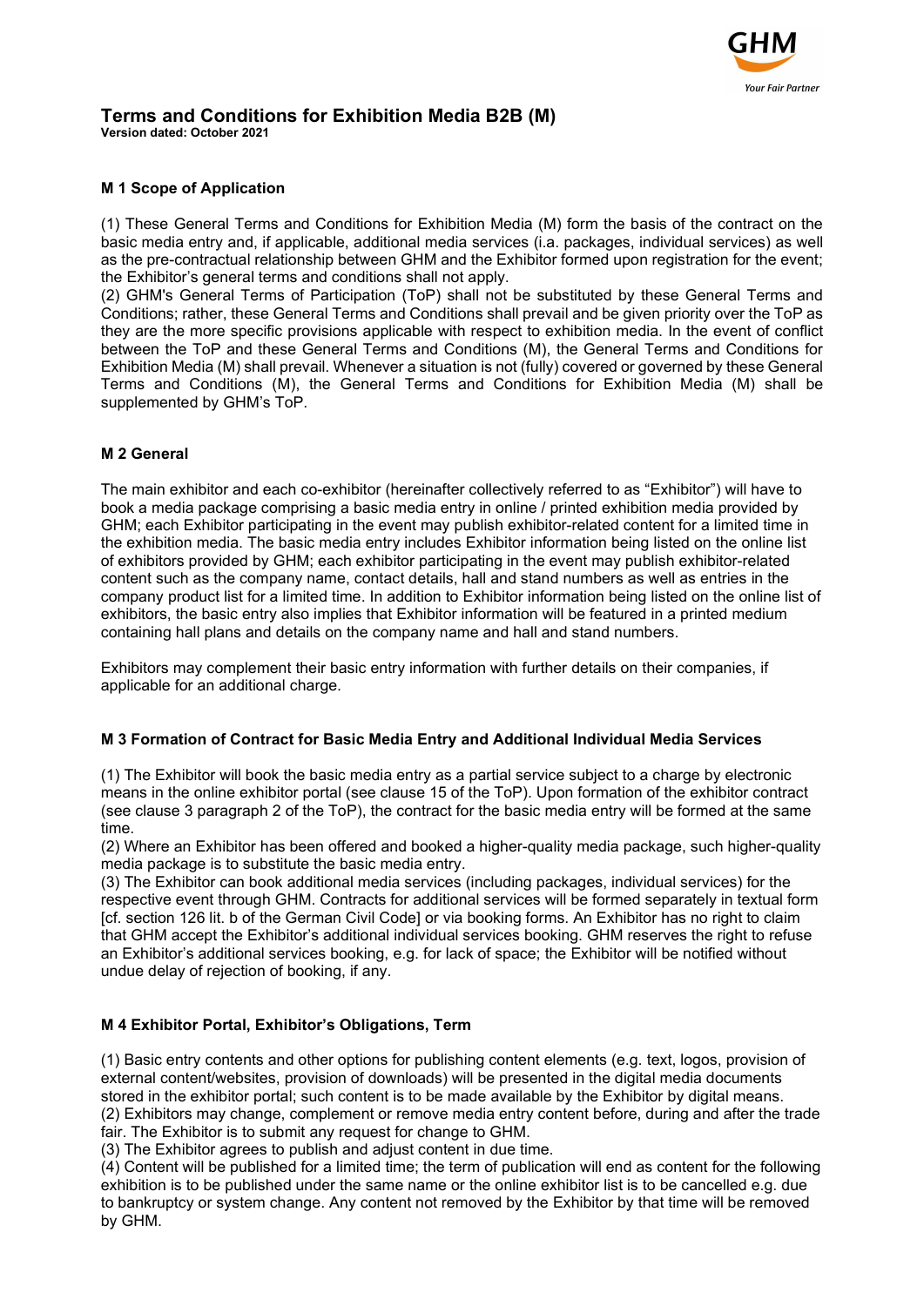# Terms and Conditions for Exhibition Media B2B (M)

**Version dated: October 2021**

### M 1 Scope of Application

(1) These General Terms and Conditions for Exhibition Media (M) form the basis of the contract on the basic media entry and, if applicable, additional media services (i.a. packages, individual services) as well as the pre-contractual relationship between GHM and the Exhibitor formed upon registration for the event; the Exhibitor's general terms and conditions shall not apply.

(2) GHM's General Terms of Participation (ToP) shall not be substituted by these General Terms and Conditions; rather, these General Terms and Conditions shall prevail and be given priority over the ToP as they are the more specific provisions applicable with respect to exhibition media. In the event of conflict between the ToP and these General Terms and Conditions (M), the General Terms and Conditions for Exhibition Media (M) shall prevail. Whenever a situation is not (fully) covered or governed by these General Terms and Conditions (M), the General Terms and Conditions for Exhibition Media (M) shall be supplemented by GHM's ToP.

### M 2 General

The main exhibitor and each co-exhibitor (hereinafter collectively referred to as "Exhibitor") will have to book a media package comprising a basic media entry in online / printed exhibition media provided by GHM; each Exhibitor participating in the event may publish exhibitor-related content for a limited time in the exhibition media. The basic media entry includes Exhibitor information being listed on the online list of exhibitors provided by GHM; each exhibitor participating in the event may publish exhibitor-related content such as the company name, contact details, hall and stand numbers as well as entries in the company product list for a limited time. In addition to Exhibitor information being listed on the online list of exhibitors, the basic entry also implies that Exhibitor information will be featured in a printed medium containing hall plans and details on the company name and hall and stand numbers.

Exhibitors may complement their basic entry information with further details on their companies, if applicable for an additional charge.

### M 3 Formation of Contract for Basic Media Entry and Additional Individual Media Services

(1) The Exhibitor will book the basic media entry as a partial service subject to a charge by electronic means in the online exhibitor portal (see clause 15 of the ToP). Upon formation of the exhibitor contract (see clause 3 paragraph 2 of the ToP), the contract for the basic media entry will be formed at the same time.

(2) Where an Exhibitor has been offered and booked a higher-quality media package, such higher-quality media package is to substitute the basic media entry.

(3) The Exhibitor can book additional media services (including packages, individual services) for the respective event through GHM. Contracts for additional services will be formed separately in textual form [cf. section 126 lit. b of the German Civil Code] or via booking forms. An Exhibitor has no right to claim that GHM accept the Exhibitor's additional individual services booking. GHM reserves the right to refuse an Exhibitor's additional services booking, e.g. for lack of space; the Exhibitor will be notified without undue delay of rejection of booking, if any.

### M 4 Exhibitor Portal, Exhibitor's Obligations, Term

(1) Basic entry contents and other options for publishing content elements (e.g. text, logos, provision of external content/websites, provision of downloads) will be presented in the digital media documents stored in the exhibitor portal; such content is to be made available by the Exhibitor by digital means.

(2) Exhibitors may change, complement or remove media entry content before, during and after the trade fair. The Exhibitor is to submit any request for change to GHM.

(3) The Exhibitor agrees to publish and adjust content in due time.

(4) Content will be published for a limited time; the term of publication will end as content for the following exhibition is to be published under the same name or the online exhibitor list is to be cancelled e.g. due to bankruptcy or system change. Any content not removed by the Exhibitor by that time will be removed by GHM.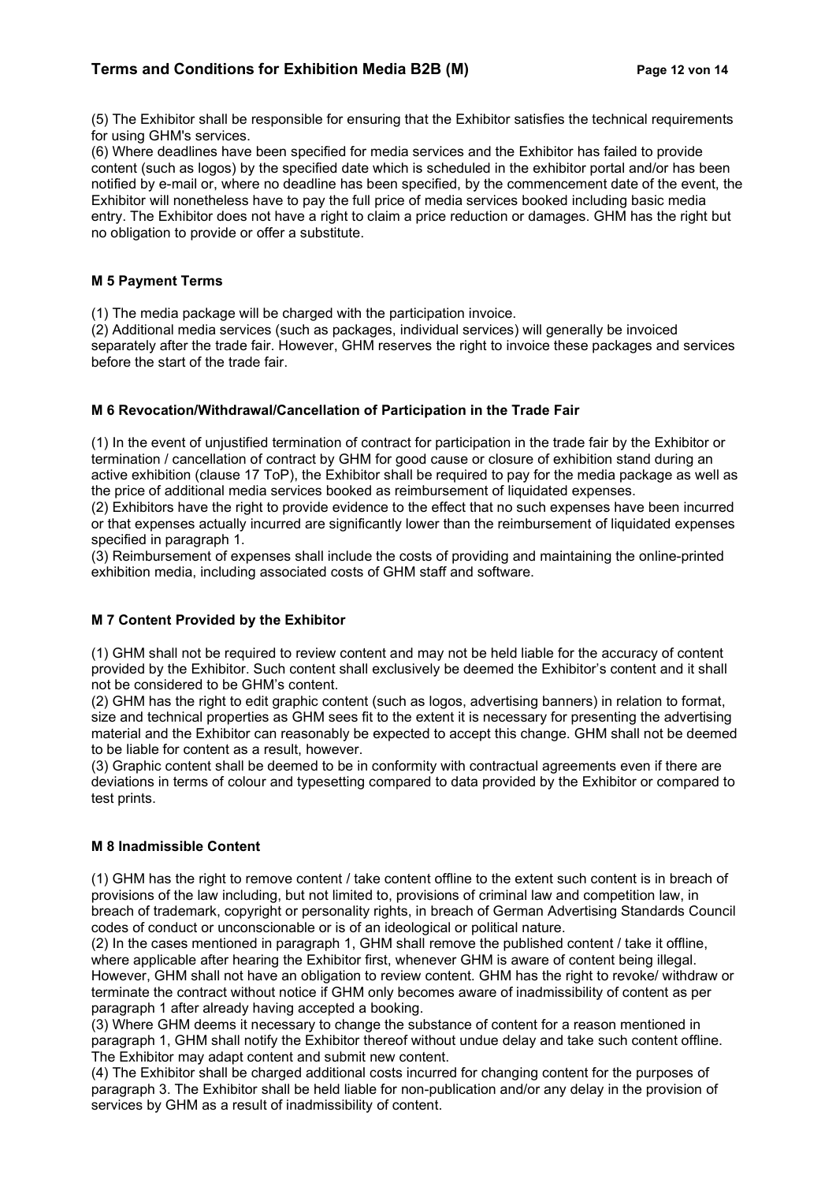(5) The Exhibitor shall be responsible for ensuring that the Exhibitor satisfies the technical requirements for using GHM's services.

(6) Where deadlines have been specified for media services and the Exhibitor has failed to provide content (such as logos) by the specified date which is scheduled in the exhibitor portal and/or has been notified by e-mail or, where no deadline has been specified, by the commencement date of the event, the Exhibitor will nonetheless have to pay the full price of media services booked including basic media entry. The Exhibitor does not have a right to claim a price reduction or damages. GHM has the right but no obligation to provide or offer a substitute.

### M 5 Payment Terms

(1) The media package will be charged with the participation invoice.

(2) Additional media services (such as packages, individual services) will generally be invoiced separately after the trade fair. However, GHM reserves the right to invoice these packages and services before the start of the trade fair.

### M 6 Revocation/Withdrawal/Cancellation of Participation in the Trade Fair

(1) In the event of unjustified termination of contract for participation in the trade fair by the Exhibitor or termination / cancellation of contract by GHM for good cause or closure of exhibition stand during an active exhibition (clause 17 ToP), the Exhibitor shall be required to pay for the media package as well as the price of additional media services booked as reimbursement of liquidated expenses.

(2) Exhibitors have the right to provide evidence to the effect that no such expenses have been incurred or that expenses actually incurred are significantly lower than the reimbursement of liquidated expenses specified in paragraph 1.

(3) Reimbursement of expenses shall include the costs of providing and maintaining the online-printed exhibition media, including associated costs of GHM staff and software.

### M 7 Content Provided by the Exhibitor

(1) GHM shall not be required to review content and may not be held liable for the accuracy of content provided by the Exhibitor. Such content shall exclusively be deemed the Exhibitor's content and it shall not be considered to be GHM's content.

(2) GHM has the right to edit graphic content (such as logos, advertising banners) in relation to format, size and technical properties as GHM sees fit to the extent it is necessary for presenting the advertising material and the Exhibitor can reasonably be expected to accept this change. GHM shall not be deemed to be liable for content as a result, however.

(3) Graphic content shall be deemed to be in conformity with contractual agreements even if there are deviations in terms of colour and typesetting compared to data provided by the Exhibitor or compared to test prints.

### M 8 Inadmissible Content

(1) GHM has the right to remove content / take content offline to the extent such content is in breach of provisions of the law including, but not limited to, provisions of criminal law and competition law, in breach of trademark, copyright or personality rights, in breach of German Advertising Standards Council codes of conduct or unconscionable or is of an ideological or political nature.

(2) In the cases mentioned in paragraph 1, GHM shall remove the published content / take it offline, where applicable after hearing the Exhibitor first, whenever GHM is aware of content being illegal. However, GHM shall not have an obligation to review content. GHM has the right to revoke/ withdraw or terminate the contract without notice if GHM only becomes aware of inadmissibility of content as per paragraph 1 after already having accepted a booking.

(3) Where GHM deems it necessary to change the substance of content for a reason mentioned in paragraph 1, GHM shall notify the Exhibitor thereof without undue delay and take such content offline. The Exhibitor may adapt content and submit new content.

(4) The Exhibitor shall be charged additional costs incurred for changing content for the purposes of paragraph 3. The Exhibitor shall be held liable for non-publication and/or any delay in the provision of services by GHM as a result of inadmissibility of content.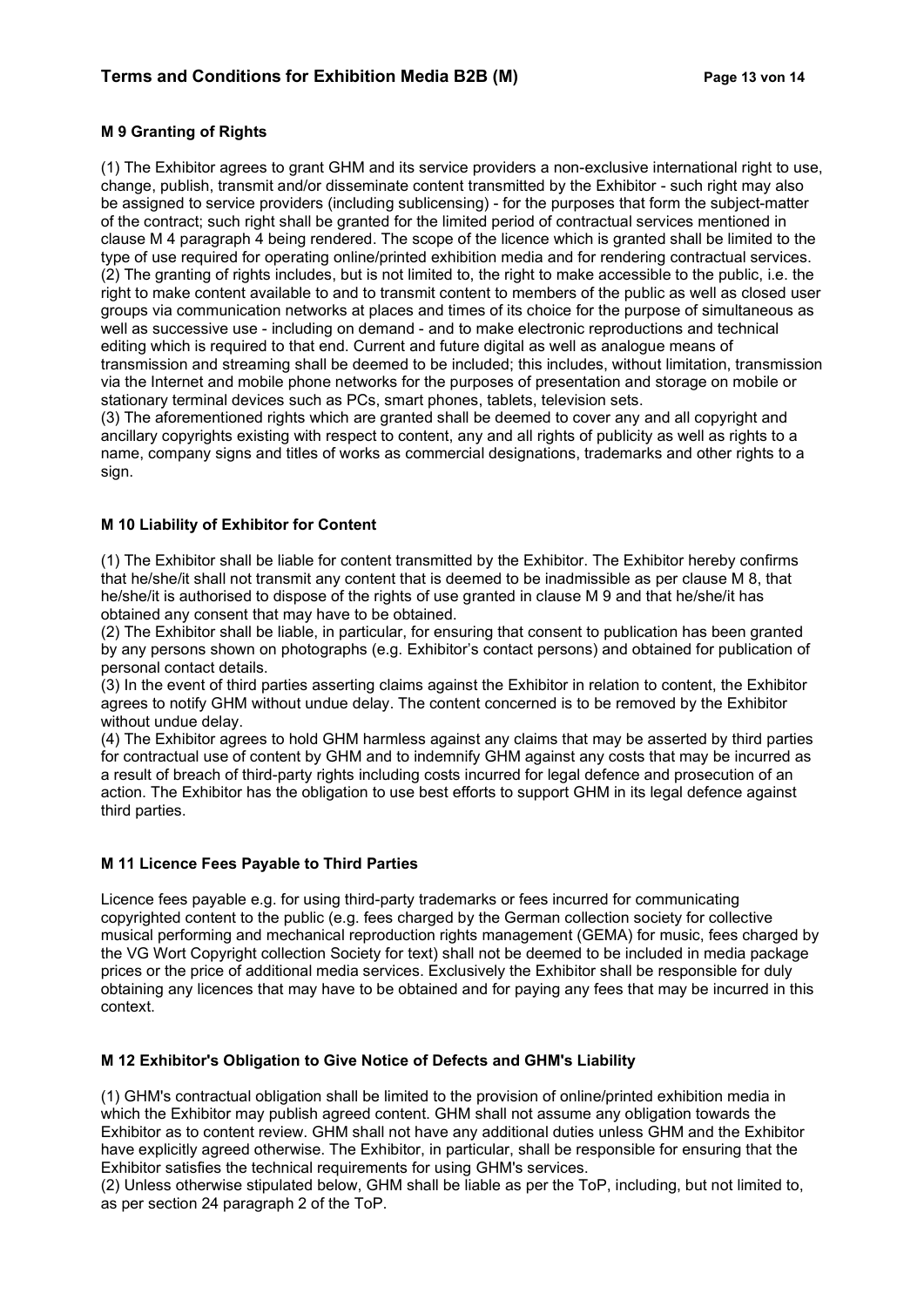### M 9 Granting of Rights

(1) The Exhibitor agrees to grant GHM and its service providers a non-exclusive international right to use, change, publish, transmit and/or disseminate content transmitted by the Exhibitor - such right may also be assigned to service providers (including sublicensing) - for the purposes that form the subject-matter of the contract; such right shall be granted for the limited period of contractual services mentioned in clause M 4 paragraph 4 being rendered. The scope of the licence which is granted shall be limited to the type of use required for operating online/printed exhibition media and for rendering contractual services.
(2) The granting of rights includes, but is not limited to, the right to make accessible to the public, i.e. the right to make content available to and to transmit content to members of the public as well as closed user groups via communication networks at places and times of its choice for the purpose of simultaneous as well as successive use - including on demand - and to make electronic reproductions and technical editing which is required to that end. Current and future digital as well as analogue means of transmission and streaming shall be deemed to be included; this includes, without limitation, transmission via the Internet and mobile phone networks for the purposes of presentation and storage on mobile or stationary terminal devices such as PCs, smart phones, tablets, television sets.
(3) The aforementioned rights which are granted shall be deemed to cover any and all copyright and ancillary copyrights existing with respect to content, any and all rights of publicity as well as rights to a name, company signs and titles of works as commercial designations, trademarks and other rights to a sign.

### M 10 Liability of Exhibitor for Content

(1) The Exhibitor shall be liable for content transmitted by the Exhibitor. The Exhibitor hereby confirms that he/she/it shall not transmit any content that is deemed to be inadmissible as per clause M 8, that he/she/it is authorised to dispose of the rights of use granted in clause M 9 and that he/she/it has obtained any consent that may have to be obtained.
(2) The Exhibitor shall be liable, in particular, for ensuring that consent to publication has been granted by any persons shown on photographs (e.g. Exhibitor's contact persons) and obtained for publication of personal contact details.
(3) In the event of third parties asserting claims against the Exhibitor in relation to content, the Exhibitor agrees to notify GHM without undue delay. The content concerned is to be removed by the Exhibitor without undue delay.
(4) The Exhibitor agrees to hold GHM harmless against any claims that may be asserted by third parties for contractual use of content by GHM and to indemnify GHM against any costs that may be incurred as a result of breach of third-party rights including costs incurred for legal defence and prosecution of an action. The Exhibitor has the obligation to use best efforts to support GHM in its legal defence against third parties.

### M 11 Licence Fees Payable to Third Parties

Licence fees payable e.g. for using third-party trademarks or fees incurred for communicating copyrighted content to the public (e.g. fees charged by the German collection society for collective musical performing and mechanical reproduction rights management (GEMA) for music, fees charged by the VG Wort Copyright collection Society for text) shall not be deemed to be included in media package prices or the price of additional media services. Exclusively the Exhibitor shall be responsible for duly obtaining any licences that may have to be obtained and for paying any fees that may be incurred in this context.

### M 12 Exhibitor's Obligation to Give Notice of Defects and GHM's Liability

(1) GHM's contractual obligation shall be limited to the provision of online/printed exhibition media in which the Exhibitor may publish agreed content. GHM shall not assume any obligation towards the Exhibitor as to content review. GHM shall not have any additional duties unless GHM and the Exhibitor have explicitly agreed otherwise. The Exhibitor, in particular, shall be responsible for ensuring that the Exhibitor satisfies the technical requirements for using GHM's services.
(2) Unless otherwise stipulated below, GHM shall be liable as per the ToP, including, but not limited to, as per section 24 paragraph 2 of the ToP.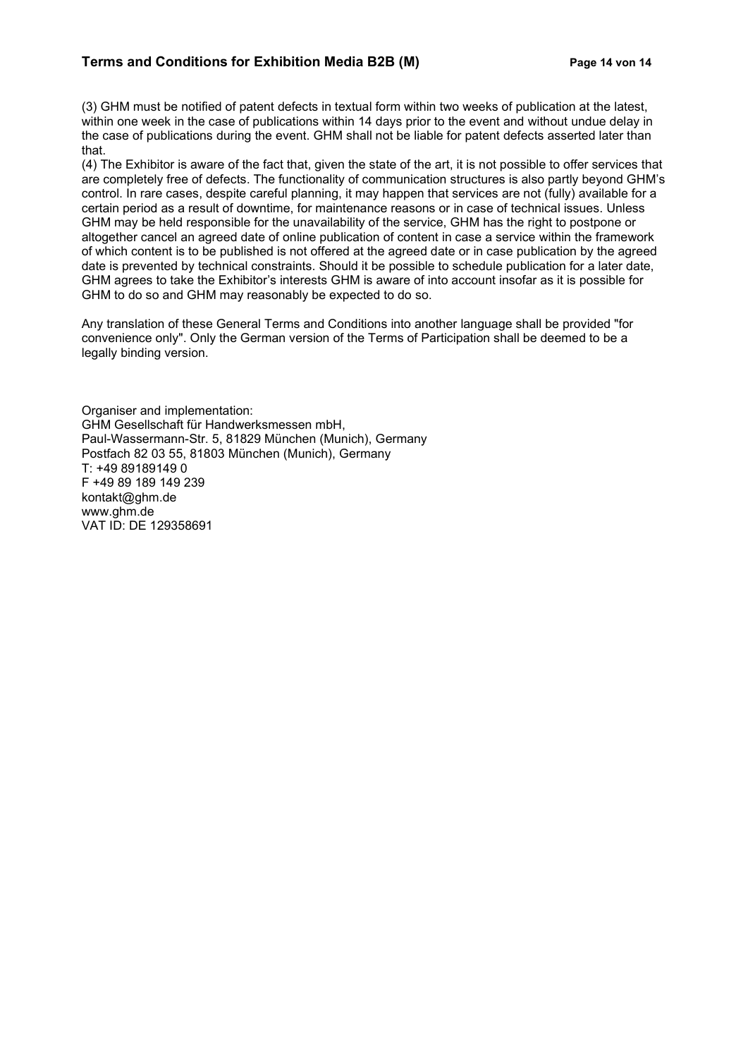(3) GHM must be notified of patent defects in textual form within two weeks of publication at the latest, within one week in the case of publications within 14 days prior to the event and without undue delay in the case of publications during the event. GHM shall not be liable for patent defects asserted later than that.

(4) The Exhibitor is aware of the fact that, given the state of the art, it is not possible to offer services that are completely free of defects. The functionality of communication structures is also partly beyond GHM's control. In rare cases, despite careful planning, it may happen that services are not (fully) available for a certain period as a result of downtime, for maintenance reasons or in case of technical issues. Unless GHM may be held responsible for the unavailability of the service, GHM has the right to postpone or altogether cancel an agreed date of online publication of content in case a service within the framework of which content is to be published is not offered at the agreed date or in case publication by the agreed date is prevented by technical constraints. Should it be possible to schedule publication for a later date, GHM agrees to take the Exhibitor's interests GHM is aware of into account insofar as it is possible for GHM to do so and GHM may reasonably be expected to do so.

Any translation of these General Terms and Conditions into another language shall be provided "for convenience only". Only the German version of the Terms of Participation shall be deemed to be a legally binding version.

Organiser and implementation:
GHM Gesellschaft für Handwerksmessen mbH,
Paul-Wassermann-Str. 5, 81829 München (Munich), Germany
Postfach 82 03 55, 81803 München (Munich), Germany
T: +49 89189149 0
F +49 89 189 149 239
kontakt@ghm.de
www.ghm.de
VAT ID: DE 129358691